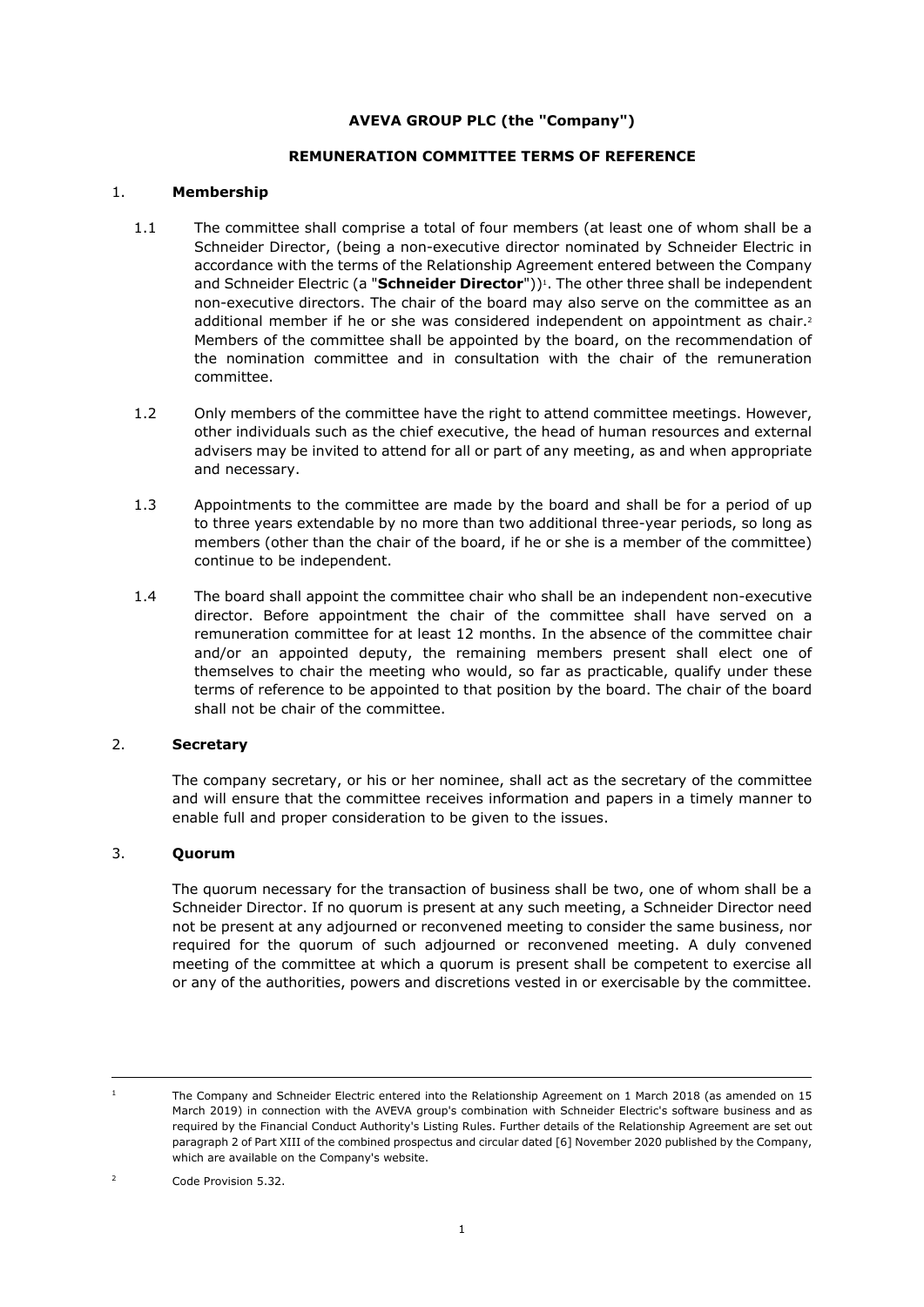**AVEVA GROUP PLC (the "Company")**

**REMUNERATION COMMITTEE TERMS OF REFERENCE**

1. **Membership**

1.1 The committee shall comprise a total of four members (at least one of whom shall be a Schneider Director, (being a non-executive director nominated by Schneider Electric in accordance with the terms of the Relationship Agreement entered between the Company and Schneider Electric (a "**Schneider Director**"))[1]. The other three shall be independent non-executive directors. The chair of the board may also serve on the committee as an additional member if he or she was considered independent on appointment as chair.[2] Members of the committee shall be appointed by the board, on the recommendation of the nomination committee and in consultation with the chair of the remuneration committee.

1.2 Only members of the committee have the right to attend committee meetings. However, other individuals such as the chief executive, the head of human resources and external advisers may be invited to attend for all or part of any meeting, as and when appropriate and necessary.

1.3 Appointments to the committee are made by the board and shall be for a period of up to three years extendable by no more than two additional three-year periods, so long as members (other than the chair of the board, if he or she is a member of the committee) continue to be independent.

1.4 The board shall appoint the committee chair who shall be an independent non-executive director. Before appointment the chair of the committee shall have served on a remuneration committee for at least 12 months. In the absence of the committee chair and/or an appointed deputy, the remaining members present shall elect one of themselves to chair the meeting who would, so far as practicable, qualify under these terms of reference to be appointed to that position by the board. The chair of the board shall not be chair of the committee.

2. **Secretary**

The company secretary, or his or her nominee, shall act as the secretary of the committee and will ensure that the committee receives information and papers in a timely manner to enable full and proper consideration to be given to the issues.

3. **Quorum**

The quorum necessary for the transaction of business shall be two, one of whom shall be a Schneider Director. If no quorum is present at any such meeting, a Schneider Director need not be present at any adjourned or reconvened meeting to consider the same business, nor required for the quorum of such adjourned or reconvened meeting. A duly convened meeting of the committee at which a quorum is present shall be competent to exercise all or any of the authorities, powers and discretions vested in or exercisable by the committee.

---

[1] The Company and Schneider Electric entered into the Relationship Agreement on 1 March 2018 (as amended on 15 March 2019) in connection with the AVEVA group's combination with Schneider Electric's software business and as required by the Financial Conduct Authority's Listing Rules. Further details of the Relationship Agreement are set out paragraph 2 of Part XIII of the combined prospectus and circular dated [6] November 2020 published by the Company, which are available on the Company's website.

[2] Code Provision 5.32.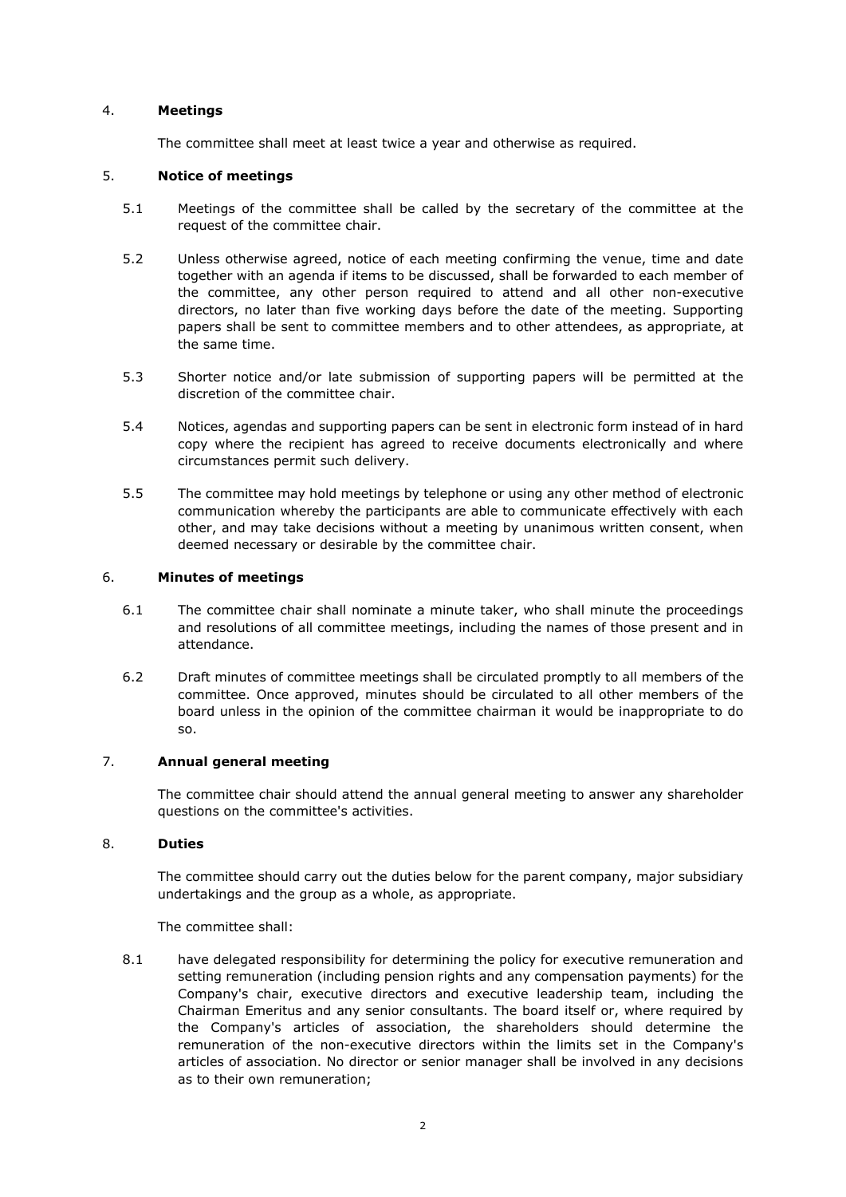## 4. **Meetings**

The committee shall meet at least twice a year and otherwise as required.

## 5. **Notice of meetings**

5.1 Meetings of the committee shall be called by the secretary of the committee at the request of the committee chair.

5.2 Unless otherwise agreed, notice of each meeting confirming the venue, time and date together with an agenda if items to be discussed, shall be forwarded to each member of the committee, any other person required to attend and all other non-executive directors, no later than five working days before the date of the meeting. Supporting papers shall be sent to committee members and to other attendees, as appropriate, at the same time.

5.3 Shorter notice and/or late submission of supporting papers will be permitted at the discretion of the committee chair.

5.4 Notices, agendas and supporting papers can be sent in electronic form instead of in hard copy where the recipient has agreed to receive documents electronically and where circumstances permit such delivery.

5.5 The committee may hold meetings by telephone or using any other method of electronic communication whereby the participants are able to communicate effectively with each other, and may take decisions without a meeting by unanimous written consent, when deemed necessary or desirable by the committee chair.

## 6. **Minutes of meetings**

6.1 The committee chair shall nominate a minute taker, who shall minute the proceedings and resolutions of all committee meetings, including the names of those present and in attendance.

6.2 Draft minutes of committee meetings shall be circulated promptly to all members of the committee. Once approved, minutes should be circulated to all other members of the board unless in the opinion of the committee chairman it would be inappropriate to do so.

## 7. **Annual general meeting**

The committee chair should attend the annual general meeting to answer any shareholder questions on the committee's activities.

## 8. **Duties**

The committee should carry out the duties below for the parent company, major subsidiary undertakings and the group as a whole, as appropriate.

The committee shall:

8.1 have delegated responsibility for determining the policy for executive remuneration and setting remuneration (including pension rights and any compensation payments) for the Company's chair, executive directors and executive leadership team, including the Chairman Emeritus and any senior consultants. The board itself or, where required by the Company's articles of association, the shareholders should determine the remuneration of the non-executive directors within the limits set in the Company's articles of association. No director or senior manager shall be involved in any decisions as to their own remuneration;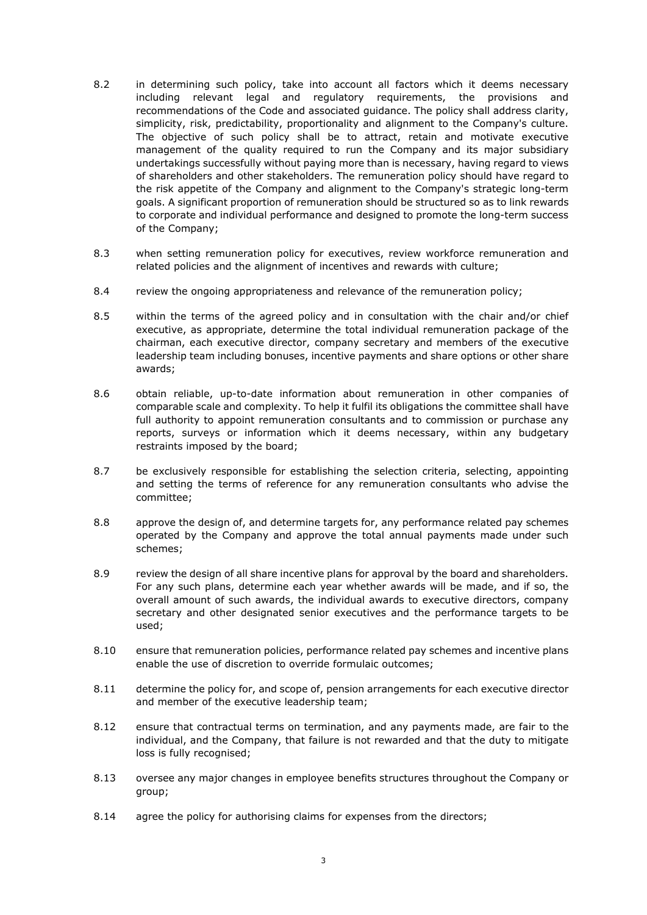8.2 in determining such policy, take into account all factors which it deems necessary including relevant legal and regulatory requirements, the provisions and recommendations of the Code and associated guidance. The policy shall address clarity, simplicity, risk, predictability, proportionality and alignment to the Company's culture. The objective of such policy shall be to attract, retain and motivate executive management of the quality required to run the Company and its major subsidiary undertakings successfully without paying more than is necessary, having regard to views of shareholders and other stakeholders. The remuneration policy should have regard to the risk appetite of the Company and alignment to the Company's strategic long-term goals. A significant proportion of remuneration should be structured so as to link rewards to corporate and individual performance and designed to promote the long-term success of the Company;

8.3 when setting remuneration policy for executives, review workforce remuneration and related policies and the alignment of incentives and rewards with culture;

8.4 review the ongoing appropriateness and relevance of the remuneration policy;

8.5 within the terms of the agreed policy and in consultation with the chair and/or chief executive, as appropriate, determine the total individual remuneration package of the chairman, each executive director, company secretary and members of the executive leadership team including bonuses, incentive payments and share options or other share awards;

8.6 obtain reliable, up-to-date information about remuneration in other companies of comparable scale and complexity. To help it fulfil its obligations the committee shall have full authority to appoint remuneration consultants and to commission or purchase any reports, surveys or information which it deems necessary, within any budgetary restraints imposed by the board;

8.7 be exclusively responsible for establishing the selection criteria, selecting, appointing and setting the terms of reference for any remuneration consultants who advise the committee;

8.8 approve the design of, and determine targets for, any performance related pay schemes operated by the Company and approve the total annual payments made under such schemes;

8.9 review the design of all share incentive plans for approval by the board and shareholders. For any such plans, determine each year whether awards will be made, and if so, the overall amount of such awards, the individual awards to executive directors, company secretary and other designated senior executives and the performance targets to be used;

8.10 ensure that remuneration policies, performance related pay schemes and incentive plans enable the use of discretion to override formulaic outcomes;

8.11 determine the policy for, and scope of, pension arrangements for each executive director and member of the executive leadership team;

8.12 ensure that contractual terms on termination, and any payments made, are fair to the individual, and the Company, that failure is not rewarded and that the duty to mitigate loss is fully recognised;

8.13 oversee any major changes in employee benefits structures throughout the Company or group;

8.14 agree the policy for authorising claims for expenses from the directors;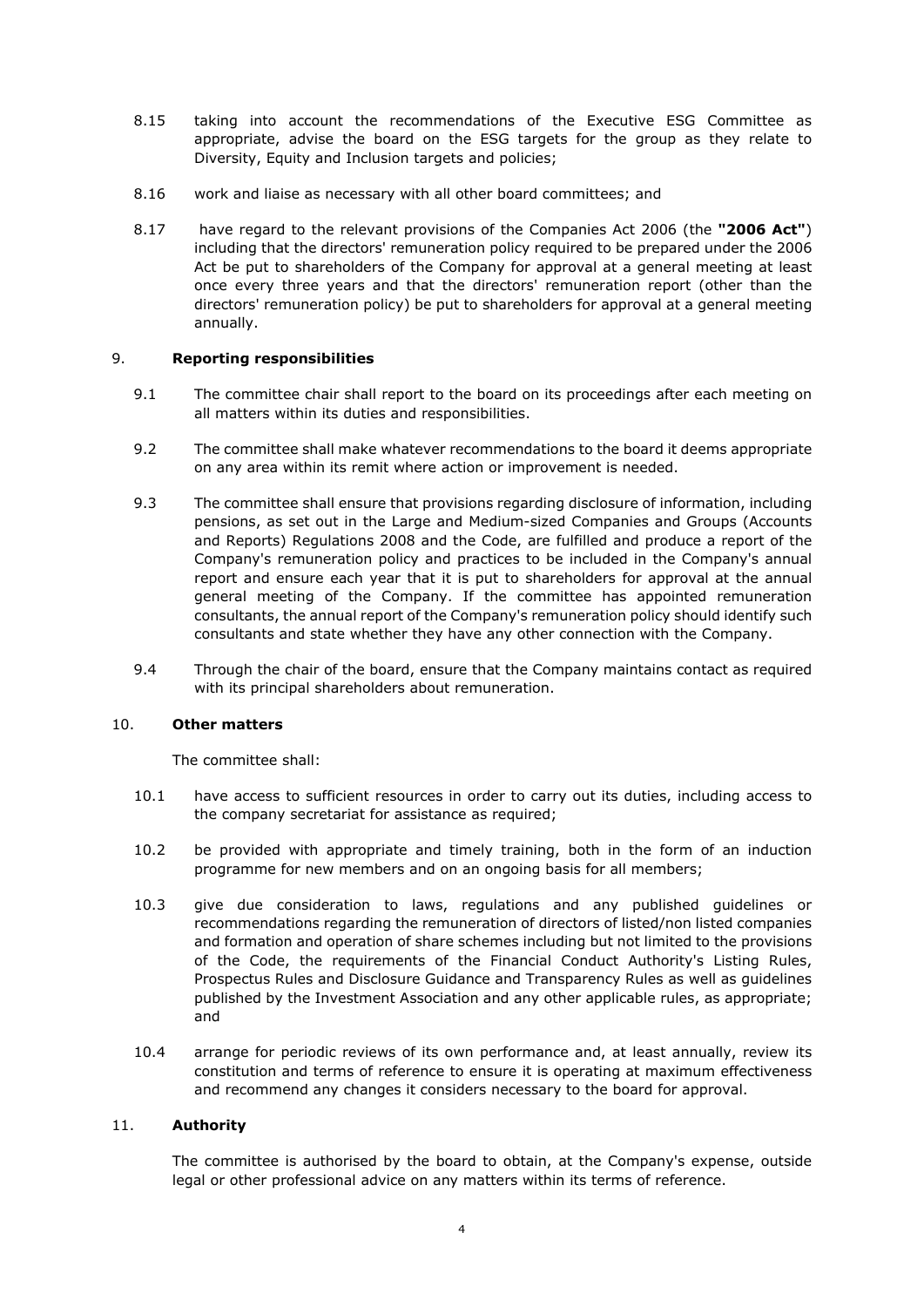8.15 taking into account the recommendations of the Executive ESG Committee as appropriate, advise the board on the ESG targets for the group as they relate to Diversity, Equity and Inclusion targets and policies;

8.16 work and liaise as necessary with all other board committees; and

8.17 have regard to the relevant provisions of the Companies Act 2006 (the **"2006 Act"**) including that the directors' remuneration policy required to be prepared under the 2006 Act be put to shareholders of the Company for approval at a general meeting at least once every three years and that the directors' remuneration report (other than the directors' remuneration policy) be put to shareholders for approval at a general meeting annually.

## 9. **Reporting responsibilities**

9.1 The committee chair shall report to the board on its proceedings after each meeting on all matters within its duties and responsibilities.

9.2 The committee shall make whatever recommendations to the board it deems appropriate on any area within its remit where action or improvement is needed.

9.3 The committee shall ensure that provisions regarding disclosure of information, including pensions, as set out in the Large and Medium-sized Companies and Groups (Accounts and Reports) Regulations 2008 and the Code, are fulfilled and produce a report of the Company's remuneration policy and practices to be included in the Company's annual report and ensure each year that it is put to shareholders for approval at the annual general meeting of the Company. If the committee has appointed remuneration consultants, the annual report of the Company's remuneration policy should identify such consultants and state whether they have any other connection with the Company.

9.4 Through the chair of the board, ensure that the Company maintains contact as required with its principal shareholders about remuneration.

## 10. **Other matters**

The committee shall:

10.1 have access to sufficient resources in order to carry out its duties, including access to the company secretariat for assistance as required;

10.2 be provided with appropriate and timely training, both in the form of an induction programme for new members and on an ongoing basis for all members;

10.3 give due consideration to laws, regulations and any published guidelines or recommendations regarding the remuneration of directors of listed/non listed companies and formation and operation of share schemes including but not limited to the provisions of the Code, the requirements of the Financial Conduct Authority's Listing Rules, Prospectus Rules and Disclosure Guidance and Transparency Rules as well as guidelines published by the Investment Association and any other applicable rules, as appropriate; and

10.4 arrange for periodic reviews of its own performance and, at least annually, review its constitution and terms of reference to ensure it is operating at maximum effectiveness and recommend any changes it considers necessary to the board for approval.

## 11. **Authority**

The committee is authorised by the board to obtain, at the Company's expense, outside legal or other professional advice on any matters within its terms of reference.